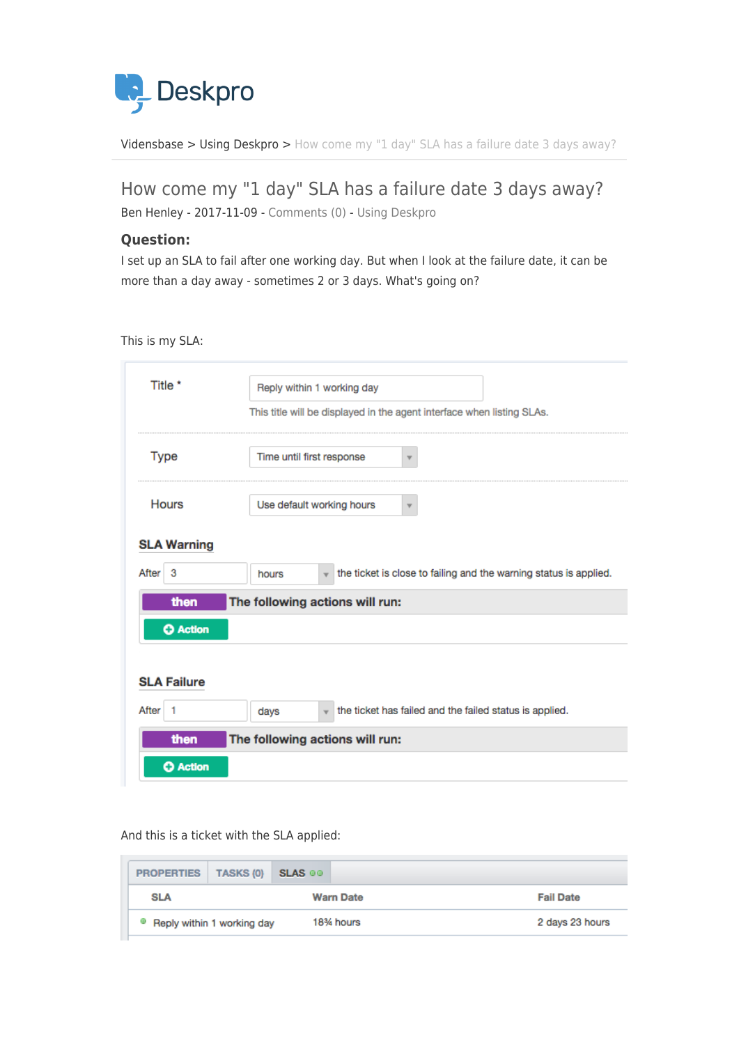Vidensbase > Using Deskpro > How come my "1 day" SLA has a failure date 3 days away?

# How come my "1 day" SLA has a failure date 3 days away?

Ben Henley - 2017-11-09 - Comments (0) - Using Deskpro

### Question:

I set up an SLA to fail after one working day. But when I look at the failure date, it can be more than a day away - sometimes 2 or 3 days. What's going on?

This is my SLA:

Title * : Reply within 1 working day

This title will be displayed in the agent interface when listing SLAs.

Type: Time until first response

Hours: Use default working hours

**SLA Warning**

After 3 hours the ticket is close to failing and the warning status is applied.

**then** The following actions will run:

Action

**SLA Failure**

After 1 days the ticket has failed and the failed status is applied.

**then** The following actions will run:

Action

And this is a ticket with the SLA applied:

PROPERTIES | TASKS (0) | SLAS

| SLA | Warn Date | Fail Date |
|---|---|---|
| Reply within 1 working day | 18¾ hours | 2 days 23 hours |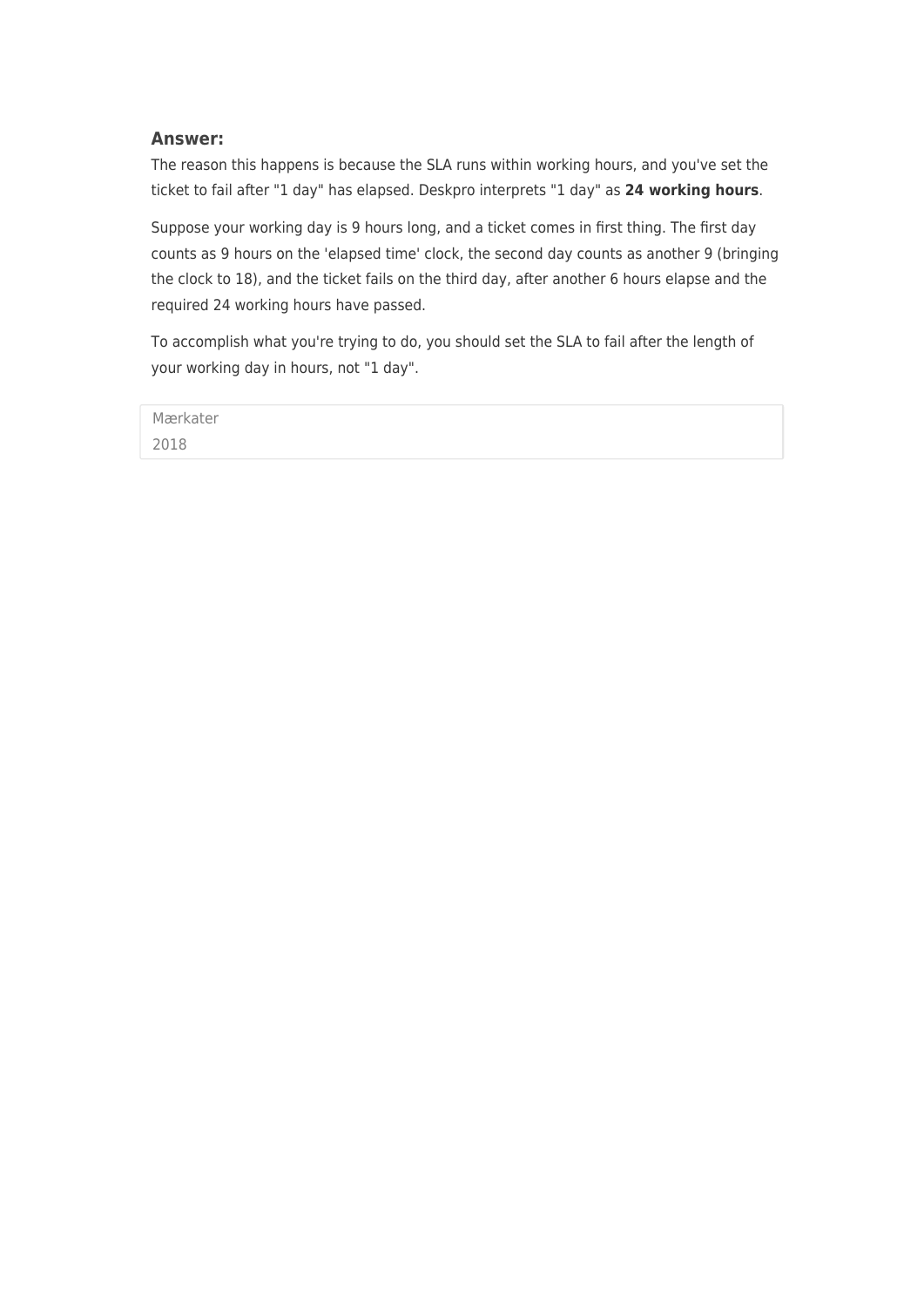### Answer:

The reason this happens is because the SLA runs within working hours, and you've set the ticket to fail after "1 day" has elapsed. Deskpro interprets "1 day" as **24 working hours**.

Suppose your working day is 9 hours long, and a ticket comes in first thing. The first day counts as 9 hours on the 'elapsed time' clock, the second day counts as another 9 (bringing the clock to 18), and the ticket fails on the third day, after another 6 hours elapse and the required 24 working hours have passed.

To accomplish what you're trying to do, you should set the SLA to fail after the length of your working day in hours, not "1 day".

Mærkater

2018